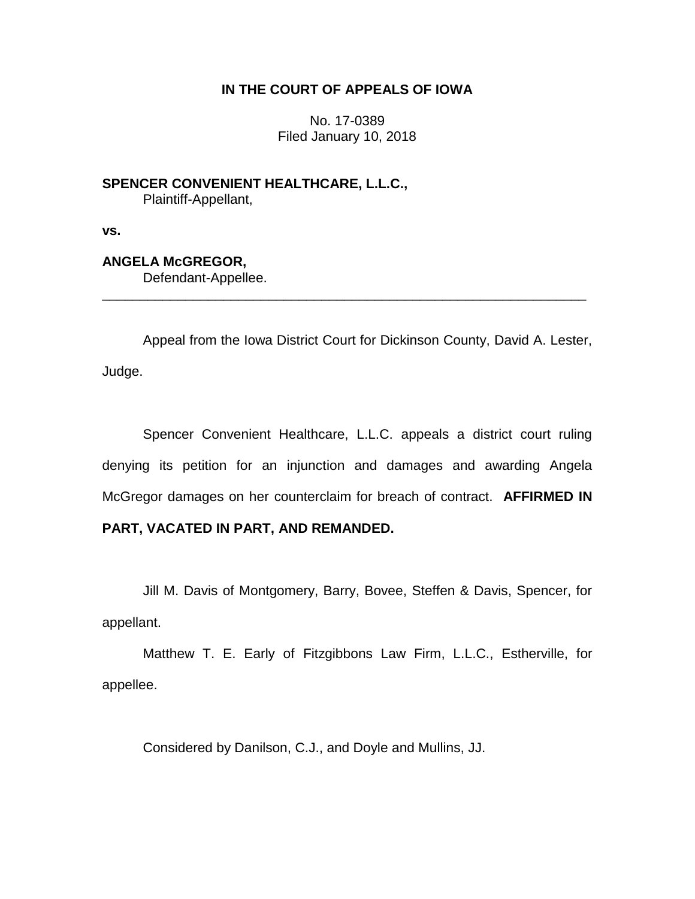**IN THE COURT OF APPEALS OF IOWA**

No. 17-0389
Filed January 10, 2018

**SPENCER CONVENIENT HEALTHCARE, L.L.C.,**
Plaintiff-Appellant,

**vs.**

**ANGELA McGREGOR,**
Defendant-Appellee.

---

Appeal from the Iowa District Court for Dickinson County, David A. Lester, Judge.

Spencer Convenient Healthcare, L.L.C. appeals a district court ruling denying its petition for an injunction and damages and awarding Angela McGregor damages on her counterclaim for breach of contract. **AFFIRMED IN PART, VACATED IN PART, AND REMANDED.**

Jill M. Davis of Montgomery, Barry, Bovee, Steffen & Davis, Spencer, for appellant.

Matthew T. E. Early of Fitzgibbons Law Firm, L.L.C., Estherville, for appellee.

Considered by Danilson, C.J., and Doyle and Mullins, JJ.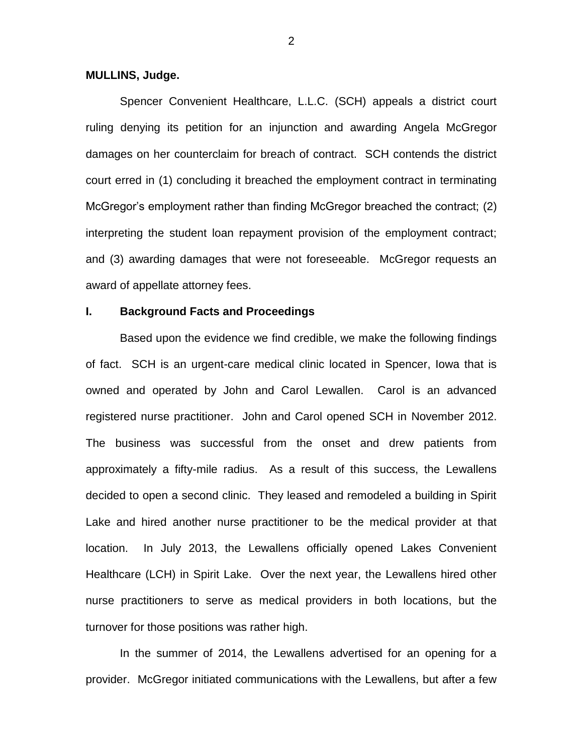**MULLINS, Judge.**

Spencer Convenient Healthcare, L.L.C. (SCH) appeals a district court ruling denying its petition for an injunction and awarding Angela McGregor damages on her counterclaim for breach of contract. SCH contends the district court erred in (1) concluding it breached the employment contract in terminating McGregor's employment rather than finding McGregor breached the contract; (2) interpreting the student loan repayment provision of the employment contract; and (3) awarding damages that were not foreseeable. McGregor requests an award of appellate attorney fees.

## I. Background Facts and Proceedings

Based upon the evidence we find credible, we make the following findings of fact. SCH is an urgent-care medical clinic located in Spencer, Iowa that is owned and operated by John and Carol Lewallen. Carol is an advanced registered nurse practitioner. John and Carol opened SCH in November 2012. The business was successful from the onset and drew patients from approximately a fifty-mile radius. As a result of this success, the Lewallens decided to open a second clinic. They leased and remodeled a building in Spirit Lake and hired another nurse practitioner to be the medical provider at that location. In July 2013, the Lewallens officially opened Lakes Convenient Healthcare (LCH) in Spirit Lake. Over the next year, the Lewallens hired other nurse practitioners to serve as medical providers in both locations, but the turnover for those positions was rather high.

In the summer of 2014, the Lewallens advertised for an opening for a provider. McGregor initiated communications with the Lewallens, but after a few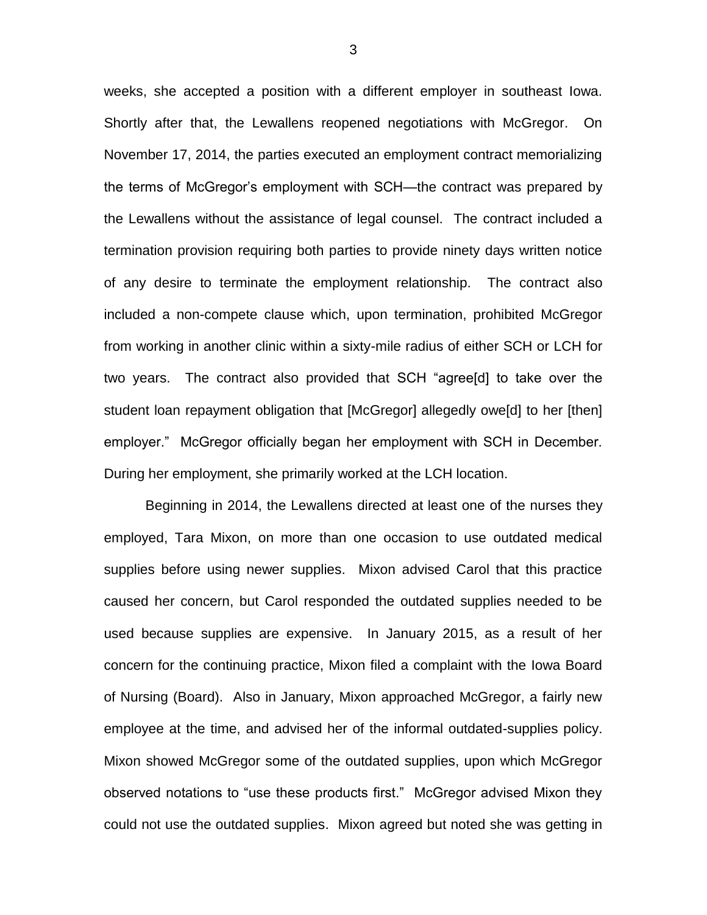weeks, she accepted a position with a different employer in southeast Iowa. Shortly after that, the Lewallens reopened negotiations with McGregor. On November 17, 2014, the parties executed an employment contract memorializing the terms of McGregor's employment with SCH—the contract was prepared by the Lewallens without the assistance of legal counsel. The contract included a termination provision requiring both parties to provide ninety days written notice of any desire to terminate the employment relationship. The contract also included a non-compete clause which, upon termination, prohibited McGregor from working in another clinic within a sixty-mile radius of either SCH or LCH for two years. The contract also provided that SCH "agree[d] to take over the student loan repayment obligation that [McGregor] allegedly owe[d] to her [then] employer." McGregor officially began her employment with SCH in December. During her employment, she primarily worked at the LCH location.

Beginning in 2014, the Lewallens directed at least one of the nurses they employed, Tara Mixon, on more than one occasion to use outdated medical supplies before using newer supplies. Mixon advised Carol that this practice caused her concern, but Carol responded the outdated supplies needed to be used because supplies are expensive. In January 2015, as a result of her concern for the continuing practice, Mixon filed a complaint with the Iowa Board of Nursing (Board). Also in January, Mixon approached McGregor, a fairly new employee at the time, and advised her of the informal outdated-supplies policy. Mixon showed McGregor some of the outdated supplies, upon which McGregor observed notations to "use these products first." McGregor advised Mixon they could not use the outdated supplies. Mixon agreed but noted she was getting in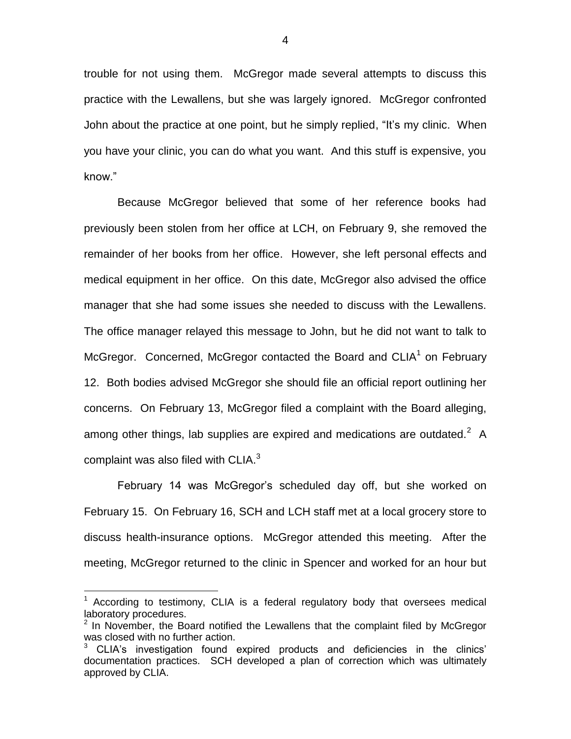trouble for not using them. McGregor made several attempts to discuss this practice with the Lewallens, but she was largely ignored. McGregor confronted John about the practice at one point, but he simply replied, "It's my clinic. When you have your clinic, you can do what you want. And this stuff is expensive, you know."

Because McGregor believed that some of her reference books had previously been stolen from her office at LCH, on February 9, she removed the remainder of her books from her office. However, she left personal effects and medical equipment in her office. On this date, McGregor also advised the office manager that she had some issues she needed to discuss with the Lewallens. The office manager relayed this message to John, but he did not want to talk to McGregor. Concerned, McGregor contacted the Board and CLIA[1] on February 12. Both bodies advised McGregor she should file an official report outlining her concerns. On February 13, McGregor filed a complaint with the Board alleging, among other things, lab supplies are expired and medications are outdated.[2] A complaint was also filed with CLIA.[3]

February 14 was McGregor's scheduled day off, but she worked on February 15. On February 16, SCH and LCH staff met at a local grocery store to discuss health-insurance options. McGregor attended this meeting. After the meeting, McGregor returned to the clinic in Spencer and worked for an hour but

---

[1] According to testimony, CLIA is a federal regulatory body that oversees medical laboratory procedures.

[2] In November, the Board notified the Lewallens that the complaint filed by McGregor was closed with no further action.

[3] CLIA's investigation found expired products and deficiencies in the clinics' documentation practices. SCH developed a plan of correction which was ultimately approved by CLIA.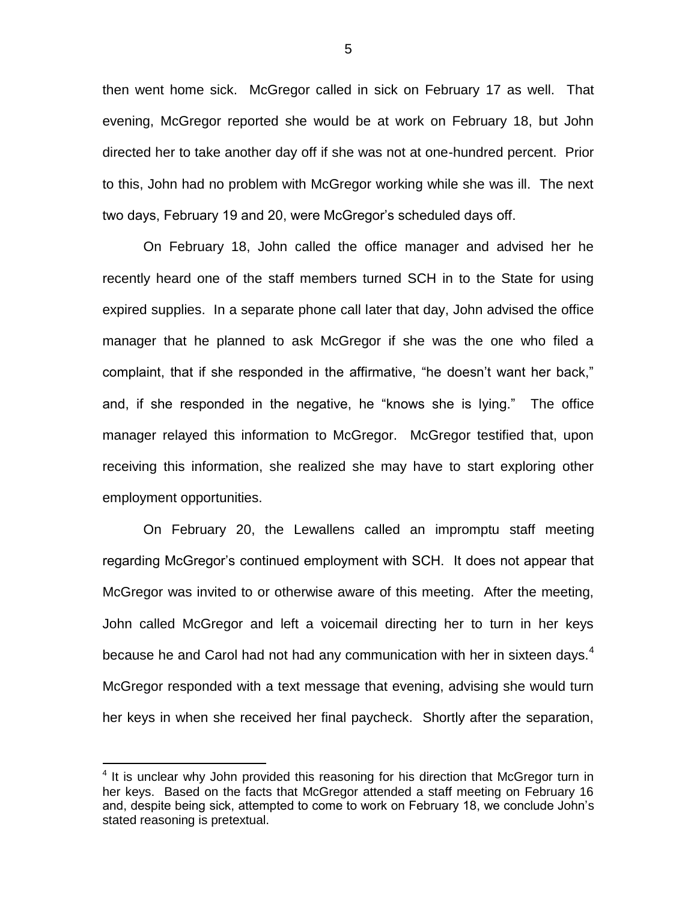then went home sick. McGregor called in sick on February 17 as well. That evening, McGregor reported she would be at work on February 18, but John directed her to take another day off if she was not at one-hundred percent. Prior to this, John had no problem with McGregor working while she was ill. The next two days, February 19 and 20, were McGregor's scheduled days off.

On February 18, John called the office manager and advised her he recently heard one of the staff members turned SCH in to the State for using expired supplies. In a separate phone call later that day, John advised the office manager that he planned to ask McGregor if she was the one who filed a complaint, that if she responded in the affirmative, "he doesn't want her back," and, if she responded in the negative, he "knows she is lying." The office manager relayed this information to McGregor. McGregor testified that, upon receiving this information, she realized she may have to start exploring other employment opportunities.

On February 20, the Lewallens called an impromptu staff meeting regarding McGregor's continued employment with SCH. It does not appear that McGregor was invited to or otherwise aware of this meeting. After the meeting, John called McGregor and left a voicemail directing her to turn in her keys because he and Carol had not had any communication with her in sixteen days.[4] McGregor responded with a text message that evening, advising she would turn her keys in when she received her final paycheck. Shortly after the separation,

[4] It is unclear why John provided this reasoning for his direction that McGregor turn in her keys. Based on the facts that McGregor attended a staff meeting on February 16 and, despite being sick, attempted to come to work on February 18, we conclude John's stated reasoning is pretextual.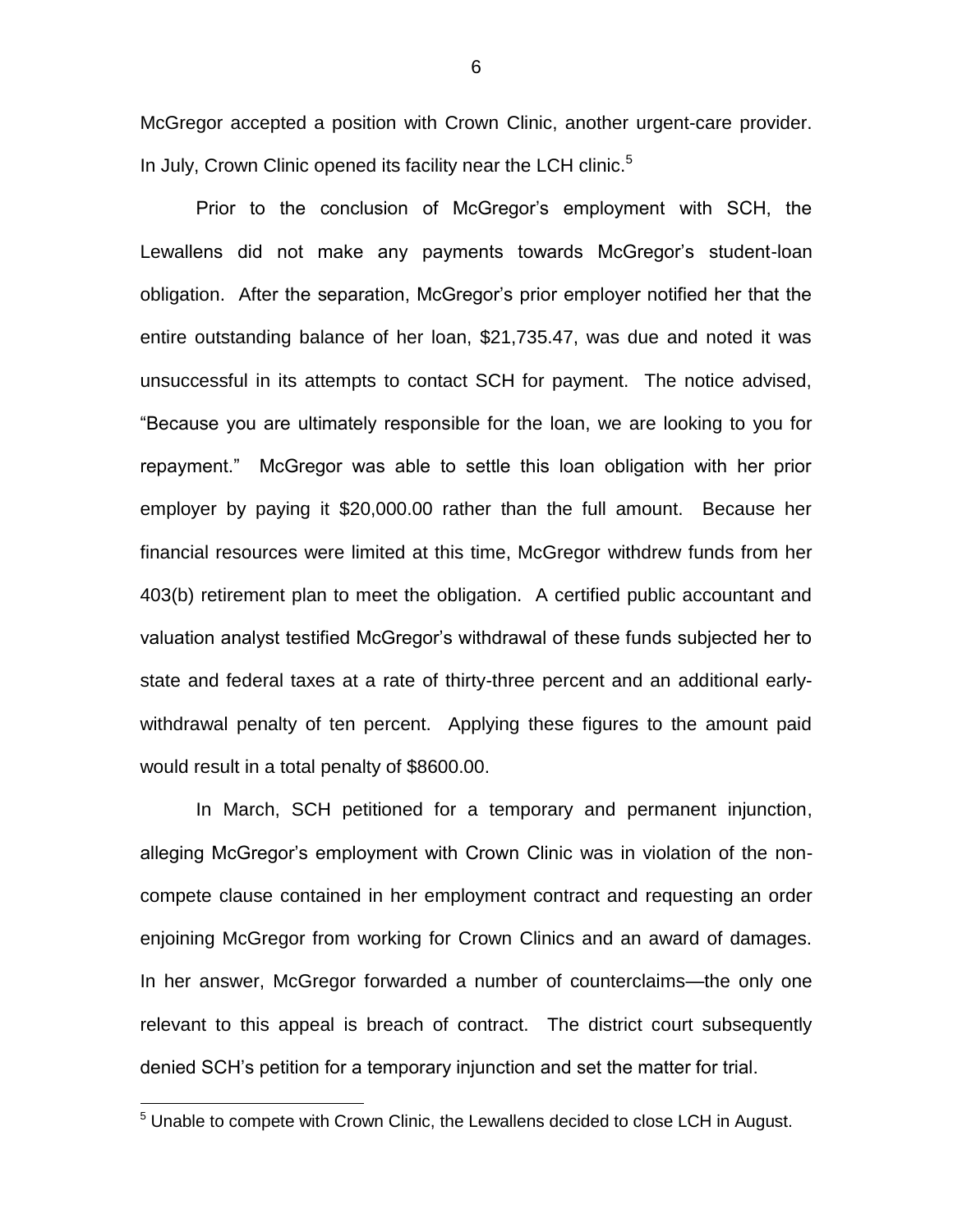McGregor accepted a position with Crown Clinic, another urgent-care provider. In July, Crown Clinic opened its facility near the LCH clinic.[5]

Prior to the conclusion of McGregor's employment with SCH, the Lewallens did not make any payments towards McGregor's student-loan obligation. After the separation, McGregor's prior employer notified her that the entire outstanding balance of her loan, $21,735.47, was due and noted it was unsuccessful in its attempts to contact SCH for payment. The notice advised, "Because you are ultimately responsible for the loan, we are looking to you for repayment." McGregor was able to settle this loan obligation with her prior employer by paying it $20,000.00 rather than the full amount. Because her financial resources were limited at this time, McGregor withdrew funds from her 403(b) retirement plan to meet the obligation. A certified public accountant and valuation analyst testified McGregor's withdrawal of these funds subjected her to state and federal taxes at a rate of thirty-three percent and an additional early-withdrawal penalty of ten percent. Applying these figures to the amount paid would result in a total penalty of $8600.00.

In March, SCH petitioned for a temporary and permanent injunction, alleging McGregor's employment with Crown Clinic was in violation of the non-compete clause contained in her employment contract and requesting an order enjoining McGregor from working for Crown Clinics and an award of damages. In her answer, McGregor forwarded a number of counterclaims—the only one relevant to this appeal is breach of contract. The district court subsequently denied SCH's petition for a temporary injunction and set the matter for trial.

[5] Unable to compete with Crown Clinic, the Lewallens decided to close LCH in August.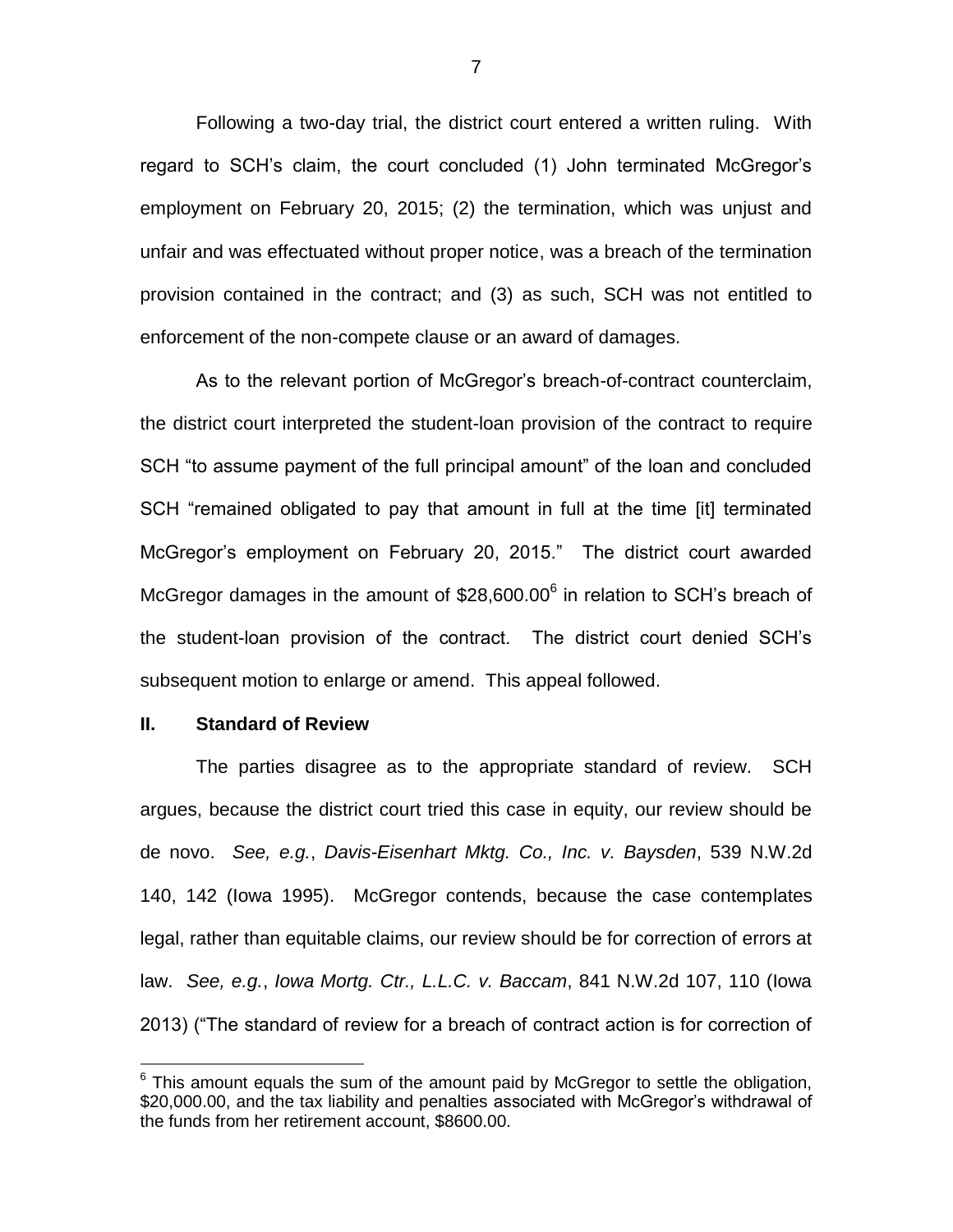Following a two-day trial, the district court entered a written ruling. With regard to SCH's claim, the court concluded (1) John terminated McGregor's employment on February 20, 2015; (2) the termination, which was unjust and unfair and was effectuated without proper notice, was a breach of the termination provision contained in the contract; and (3) as such, SCH was not entitled to enforcement of the non-compete clause or an award of damages.

As to the relevant portion of McGregor's breach-of-contract counterclaim, the district court interpreted the student-loan provision of the contract to require SCH "to assume payment of the full principal amount" of the loan and concluded SCH "remained obligated to pay that amount in full at the time [it] terminated McGregor's employment on February 20, 2015." The district court awarded McGregor damages in the amount of $28,600.00[6] in relation to SCH's breach of the student-loan provision of the contract. The district court denied SCH's subsequent motion to enlarge or amend. This appeal followed.

## II. Standard of Review

The parties disagree as to the appropriate standard of review. SCH argues, because the district court tried this case in equity, our review should be de novo. *See, e.g.*, *Davis-Eisenhart Mktg. Co., Inc. v. Baysden*, 539 N.W.2d 140, 142 (Iowa 1995). McGregor contends, because the case contemplates legal, rather than equitable claims, our review should be for correction of errors at law. *See, e.g.*, *Iowa Mortg. Ctr., L.L.C. v. Baccam*, 841 N.W.2d 107, 110 (Iowa 2013) ("The standard of review for a breach of contract action is for correction of

[6] This amount equals the sum of the amount paid by McGregor to settle the obligation, $20,000.00, and the tax liability and penalties associated with McGregor's withdrawal of the funds from her retirement account, $8600.00.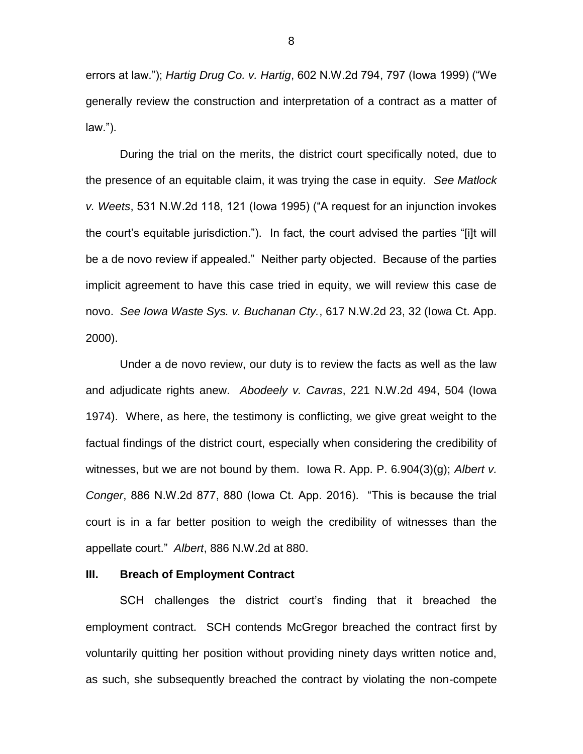errors at law."); *Hartig Drug Co. v. Hartig*, 602 N.W.2d 794, 797 (Iowa 1999) ("We generally review the construction and interpretation of a contract as a matter of law.").

During the trial on the merits, the district court specifically noted, due to the presence of an equitable claim, it was trying the case in equity. *See Matlock v. Weets*, 531 N.W.2d 118, 121 (Iowa 1995) ("A request for an injunction invokes the court's equitable jurisdiction."). In fact, the court advised the parties "[i]t will be a de novo review if appealed." Neither party objected. Because of the parties implicit agreement to have this case tried in equity, we will review this case de novo. *See Iowa Waste Sys. v. Buchanan Cty.*, 617 N.W.2d 23, 32 (Iowa Ct. App. 2000).

Under a de novo review, our duty is to review the facts as well as the law and adjudicate rights anew. *Abodeely v. Cavras*, 221 N.W.2d 494, 504 (Iowa 1974). Where, as here, the testimony is conflicting, we give great weight to the factual findings of the district court, especially when considering the credibility of witnesses, but we are not bound by them. Iowa R. App. P. 6.904(3)(g); *Albert v. Conger*, 886 N.W.2d 877, 880 (Iowa Ct. App. 2016). "This is because the trial court is in a far better position to weigh the credibility of witnesses than the appellate court." *Albert*, 886 N.W.2d at 880.

## III. Breach of Employment Contract

SCH challenges the district court's finding that it breached the employment contract. SCH contends McGregor breached the contract first by voluntarily quitting her position without providing ninety days written notice and, as such, she subsequently breached the contract by violating the non-compete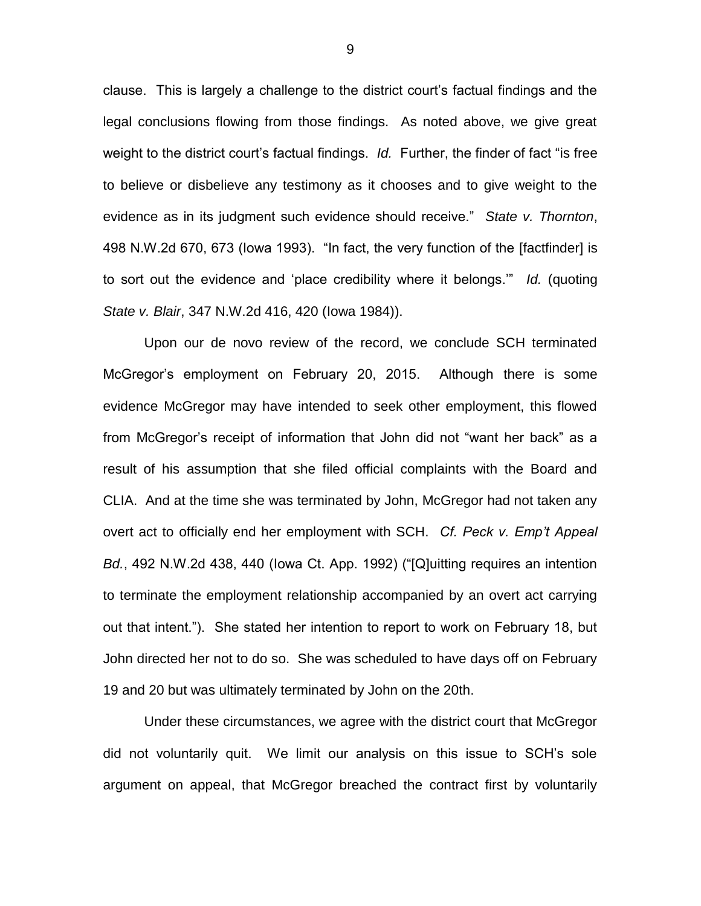clause. This is largely a challenge to the district court's factual findings and the legal conclusions flowing from those findings. As noted above, we give great weight to the district court's factual findings. *Id.* Further, the finder of fact "is free to believe or disbelieve any testimony as it chooses and to give weight to the evidence as in its judgment such evidence should receive." *State v. Thornton*, 498 N.W.2d 670, 673 (Iowa 1993). "In fact, the very function of the [factfinder] is to sort out the evidence and 'place credibility where it belongs.'" *Id.* (quoting *State v. Blair*, 347 N.W.2d 416, 420 (Iowa 1984)).

Upon our de novo review of the record, we conclude SCH terminated McGregor's employment on February 20, 2015. Although there is some evidence McGregor may have intended to seek other employment, this flowed from McGregor's receipt of information that John did not "want her back" as a result of his assumption that she filed official complaints with the Board and CLIA. And at the time she was terminated by John, McGregor had not taken any overt act to officially end her employment with SCH. *Cf. Peck v. Emp't Appeal Bd.*, 492 N.W.2d 438, 440 (Iowa Ct. App. 1992) ("[Q]uitting requires an intention to terminate the employment relationship accompanied by an overt act carrying out that intent."). She stated her intention to report to work on February 18, but John directed her not to do so. She was scheduled to have days off on February 19 and 20 but was ultimately terminated by John on the 20th.

Under these circumstances, we agree with the district court that McGregor did not voluntarily quit. We limit our analysis on this issue to SCH's sole argument on appeal, that McGregor breached the contract first by voluntarily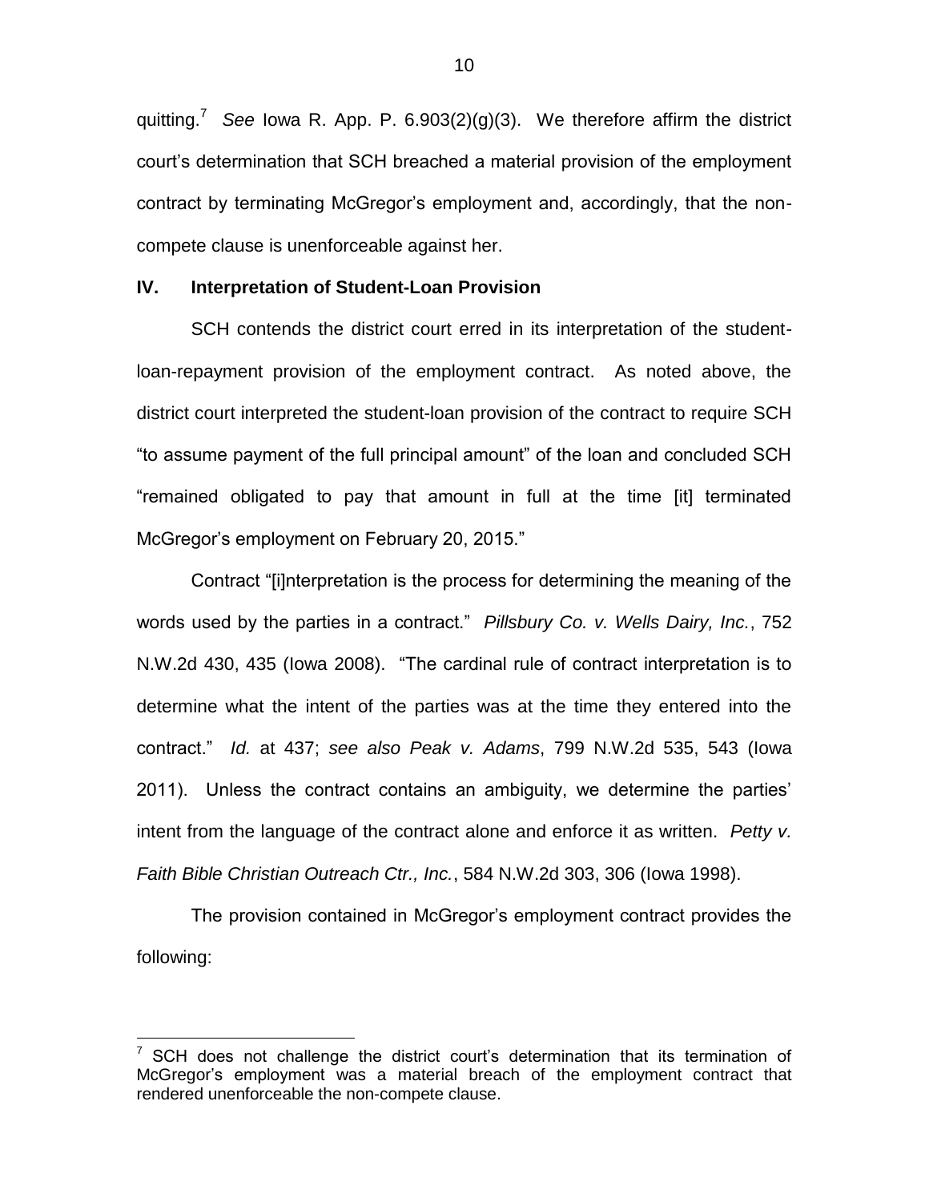quitting.[7] *See* Iowa R. App. P. 6.903(2)(g)(3). We therefore affirm the district court's determination that SCH breached a material provision of the employment contract by terminating McGregor's employment and, accordingly, that the non-compete clause is unenforceable against her.

## IV. Interpretation of Student-Loan Provision

SCH contends the district court erred in its interpretation of the student-loan-repayment provision of the employment contract. As noted above, the district court interpreted the student-loan provision of the contract to require SCH "to assume payment of the full principal amount" of the loan and concluded SCH "remained obligated to pay that amount in full at the time [it] terminated McGregor's employment on February 20, 2015."

Contract "[i]nterpretation is the process for determining the meaning of the words used by the parties in a contract." *Pillsbury Co. v. Wells Dairy, Inc.*, 752 N.W.2d 430, 435 (Iowa 2008). "The cardinal rule of contract interpretation is to determine what the intent of the parties was at the time they entered into the contract." *Id.* at 437; *see also Peak v. Adams*, 799 N.W.2d 535, 543 (Iowa 2011). Unless the contract contains an ambiguity, we determine the parties' intent from the language of the contract alone and enforce it as written. *Petty v. Faith Bible Christian Outreach Ctr., Inc.*, 584 N.W.2d 303, 306 (Iowa 1998).

The provision contained in McGregor's employment contract provides the following:

---

[7] SCH does not challenge the district court's determination that its termination of McGregor's employment was a material breach of the employment contract that rendered unenforceable the non-compete clause.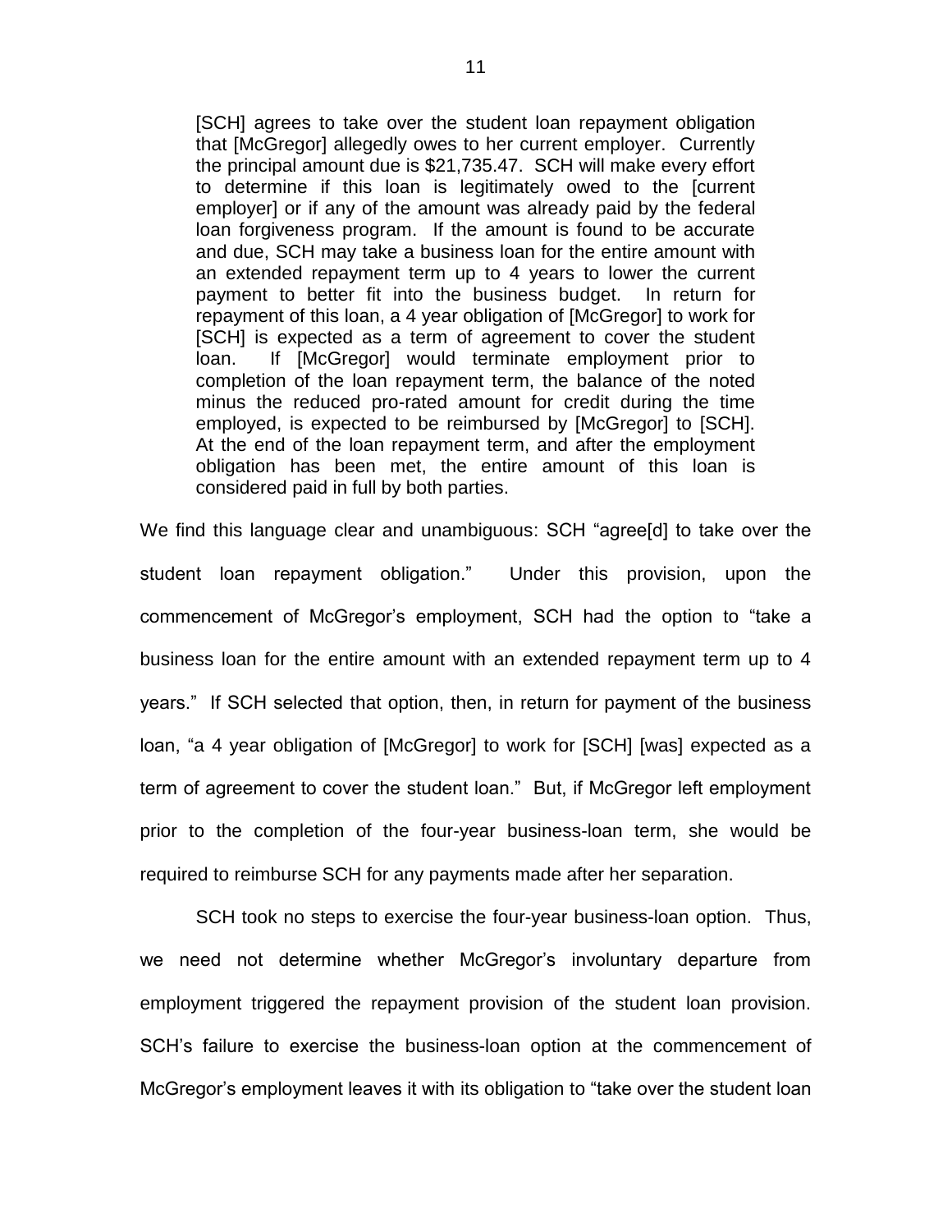> [SCH] agrees to take over the student loan repayment obligation that [McGregor] allegedly owes to her current employer. Currently the principal amount due is $21,735.47. SCH will make every effort to determine if this loan is legitimately owed to the [current employer] or if any of the amount was already paid by the federal loan forgiveness program. If the amount is found to be accurate and due, SCH may take a business loan for the entire amount with an extended repayment term up to 4 years to lower the current payment to better fit into the business budget. In return for repayment of this loan, a 4 year obligation of [McGregor] to work for [SCH] is expected as a term of agreement to cover the student loan. If [McGregor] would terminate employment prior to completion of the loan repayment term, the balance of the noted minus the reduced pro-rated amount for credit during the time employed, is expected to be reimbursed by [McGregor] to [SCH]. At the end of the loan repayment term, and after the employment obligation has been met, the entire amount of this loan is considered paid in full by both parties.

We find this language clear and unambiguous: SCH "agree[d] to take over the student loan repayment obligation." Under this provision, upon the commencement of McGregor's employment, SCH had the option to "take a business loan for the entire amount with an extended repayment term up to 4 years." If SCH selected that option, then, in return for payment of the business loan, "a 4 year obligation of [McGregor] to work for [SCH] [was] expected as a term of agreement to cover the student loan." But, if McGregor left employment prior to the completion of the four-year business-loan term, she would be required to reimburse SCH for any payments made after her separation.

SCH took no steps to exercise the four-year business-loan option. Thus, we need not determine whether McGregor's involuntary departure from employment triggered the repayment provision of the student loan provision. SCH's failure to exercise the business-loan option at the commencement of McGregor's employment leaves it with its obligation to "take over the student loan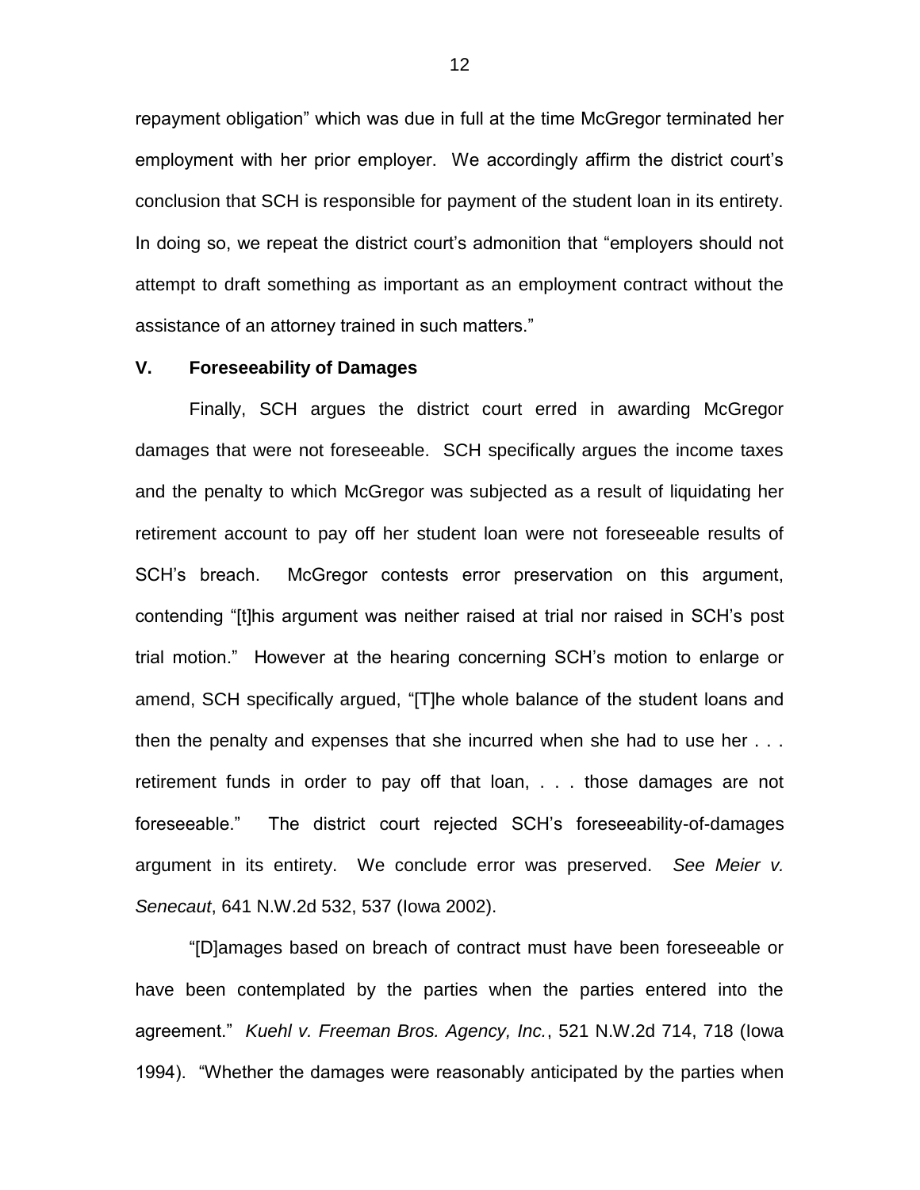repayment obligation" which was due in full at the time McGregor terminated her employment with her prior employer. We accordingly affirm the district court's conclusion that SCH is responsible for payment of the student loan in its entirety. In doing so, we repeat the district court's admonition that "employers should not attempt to draft something as important as an employment contract without the assistance of an attorney trained in such matters."

## V. Foreseeability of Damages

Finally, SCH argues the district court erred in awarding McGregor damages that were not foreseeable. SCH specifically argues the income taxes and the penalty to which McGregor was subjected as a result of liquidating her retirement account to pay off her student loan were not foreseeable results of SCH's breach. McGregor contests error preservation on this argument, contending "[t]his argument was neither raised at trial nor raised in SCH's post trial motion." However at the hearing concerning SCH's motion to enlarge or amend, SCH specifically argued, "[T]he whole balance of the student loans and then the penalty and expenses that she incurred when she had to use her . . . retirement funds in order to pay off that loan, . . . those damages are not foreseeable." The district court rejected SCH's foreseeability-of-damages argument in its entirety. We conclude error was preserved. *See Meier v. Senecaut*, 641 N.W.2d 532, 537 (Iowa 2002).

"[D]amages based on breach of contract must have been foreseeable or have been contemplated by the parties when the parties entered into the agreement." *Kuehl v. Freeman Bros. Agency, Inc.*, 521 N.W.2d 714, 718 (Iowa 1994). "Whether the damages were reasonably anticipated by the parties when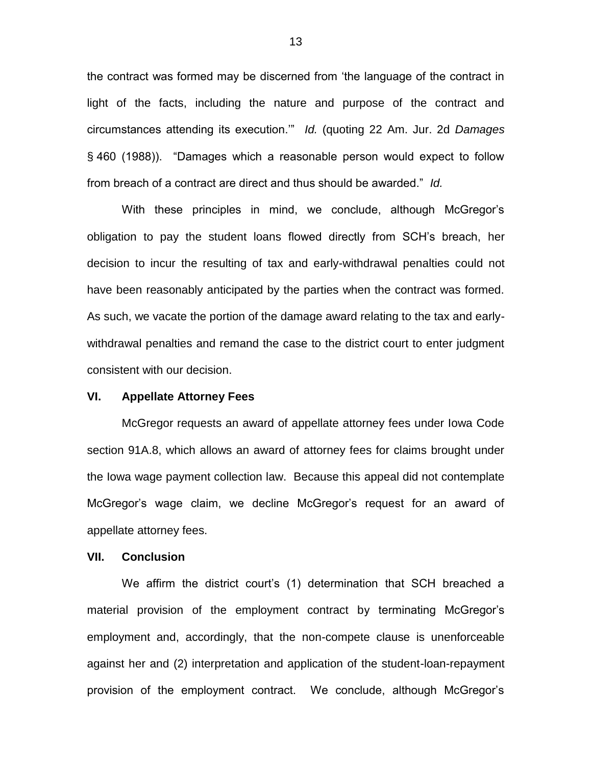the contract was formed may be discerned from 'the language of the contract in light of the facts, including the nature and purpose of the contract and circumstances attending its execution.'" *Id.* (quoting 22 Am. Jur. 2d *Damages* § 460 (1988)). "Damages which a reasonable person would expect to follow from breach of a contract are direct and thus should be awarded." *Id.*

With these principles in mind, we conclude, although McGregor's obligation to pay the student loans flowed directly from SCH's breach, her decision to incur the resulting of tax and early-withdrawal penalties could not have been reasonably anticipated by the parties when the contract was formed. As such, we vacate the portion of the damage award relating to the tax and early-withdrawal penalties and remand the case to the district court to enter judgment consistent with our decision.

## VI. Appellate Attorney Fees

McGregor requests an award of appellate attorney fees under Iowa Code section 91A.8, which allows an award of attorney fees for claims brought under the Iowa wage payment collection law. Because this appeal did not contemplate McGregor's wage claim, we decline McGregor's request for an award of appellate attorney fees.

## VII. Conclusion

We affirm the district court's (1) determination that SCH breached a material provision of the employment contract by terminating McGregor's employment and, accordingly, that the non-compete clause is unenforceable against her and (2) interpretation and application of the student-loan-repayment provision of the employment contract. We conclude, although McGregor's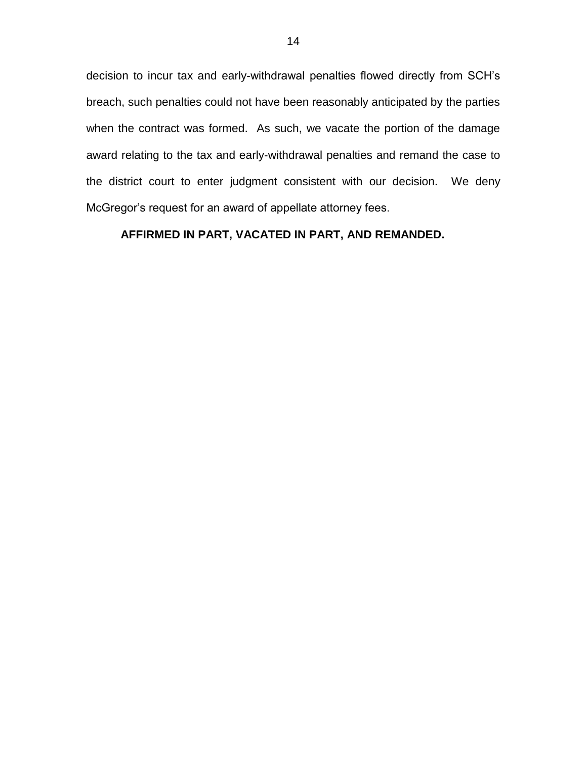decision to incur tax and early-withdrawal penalties flowed directly from SCH's breach, such penalties could not have been reasonably anticipated by the parties when the contract was formed. As such, we vacate the portion of the damage award relating to the tax and early-withdrawal penalties and remand the case to the district court to enter judgment consistent with our decision. We deny McGregor's request for an award of appellate attorney fees.

**AFFIRMED IN PART, VACATED IN PART, AND REMANDED.**